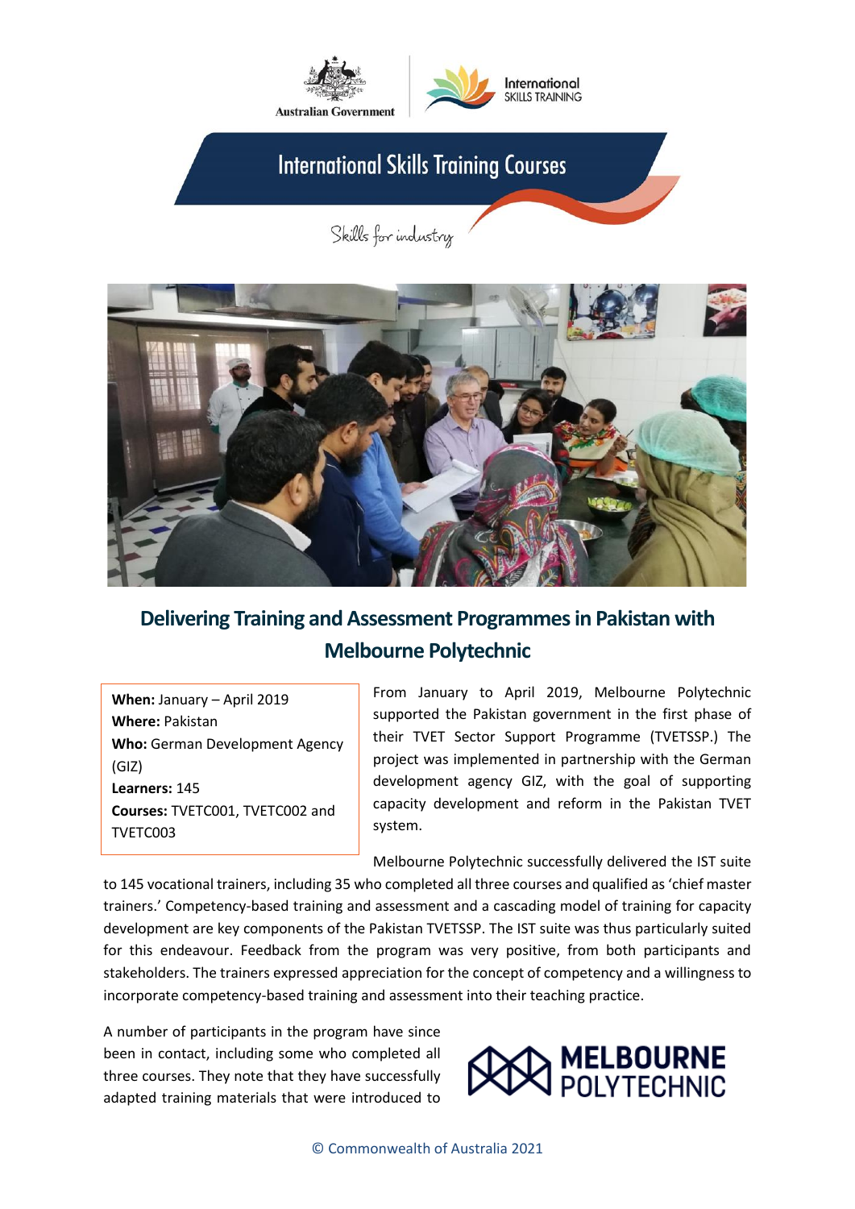Australian Government

International SKILLS TRAINING

# International Skills Training Courses

*Skills for industry*

## Delivering Training and Assessment Programmes in Pakistan with Melbourne Polytechnic

**When:** January – April 2019
**Where:** Pakistan
**Who:** German Development Agency (GIZ)
**Learners:** 145
**Courses:** TVETC001, TVETC002 and TVETC003

From January to April 2019, Melbourne Polytechnic supported the Pakistan government in the first phase of their TVET Sector Support Programme (TVETSSP.) The project was implemented in partnership with the German development agency GIZ, with the goal of supporting capacity development and reform in the Pakistan TVET system.

Melbourne Polytechnic successfully delivered the IST suite to 145 vocational trainers, including 35 who completed all three courses and qualified as 'chief master trainers.' Competency-based training and assessment and a cascading model of training for capacity development are key components of the Pakistan TVETSSP. The IST suite was thus particularly suited for this endeavour. Feedback from the program was very positive, from both participants and stakeholders. The trainers expressed appreciation for the concept of competency and a willingness to incorporate competency-based training and assessment into their teaching practice.

A number of participants in the program have since been in contact, including some who completed all three courses. They note that they have successfully adapted training materials that were introduced to

MELBOURNE POLYTECHNIC

© Commonwealth of Australia 2021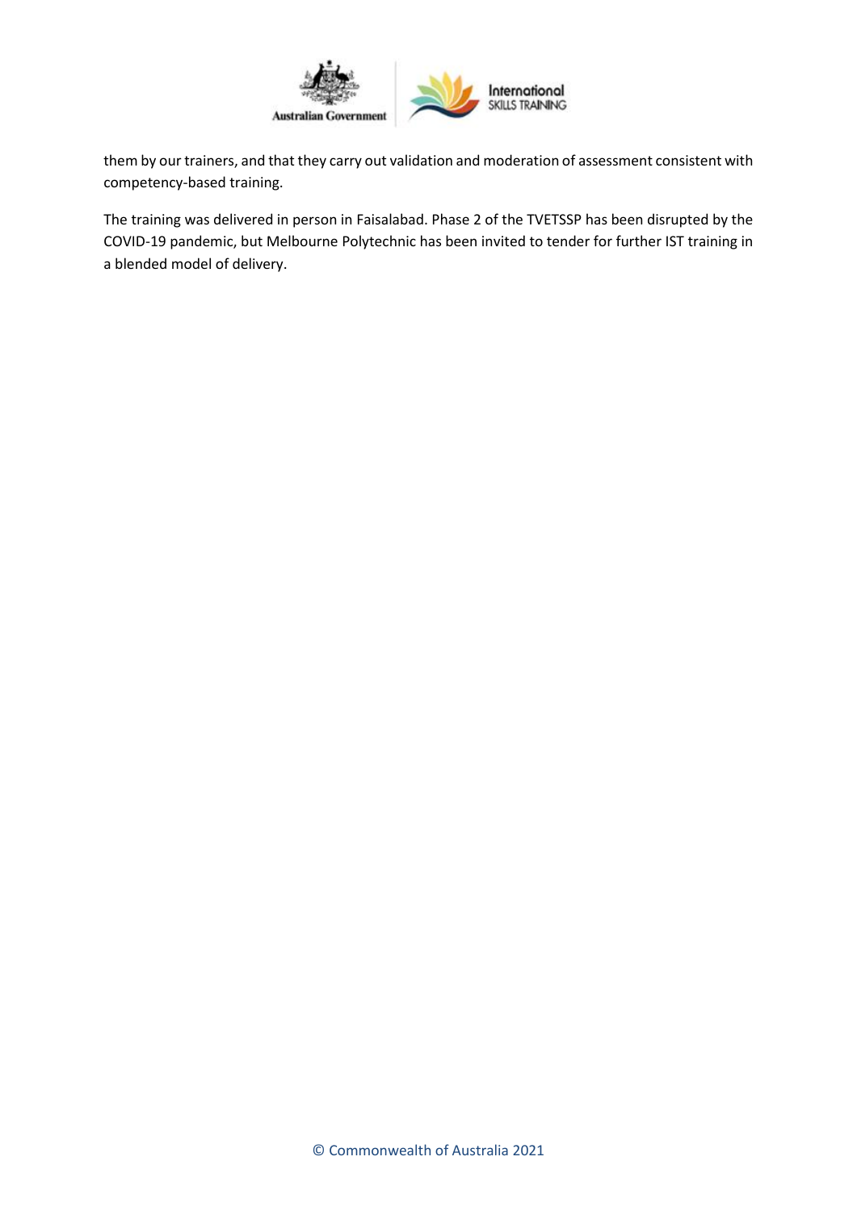them by our trainers, and that they carry out validation and moderation of assessment consistent with competency-based training.

The training was delivered in person in Faisalabad. Phase 2 of the TVETSSP has been disrupted by the COVID-19 pandemic, but Melbourne Polytechnic has been invited to tender for further IST training in a blended model of delivery.